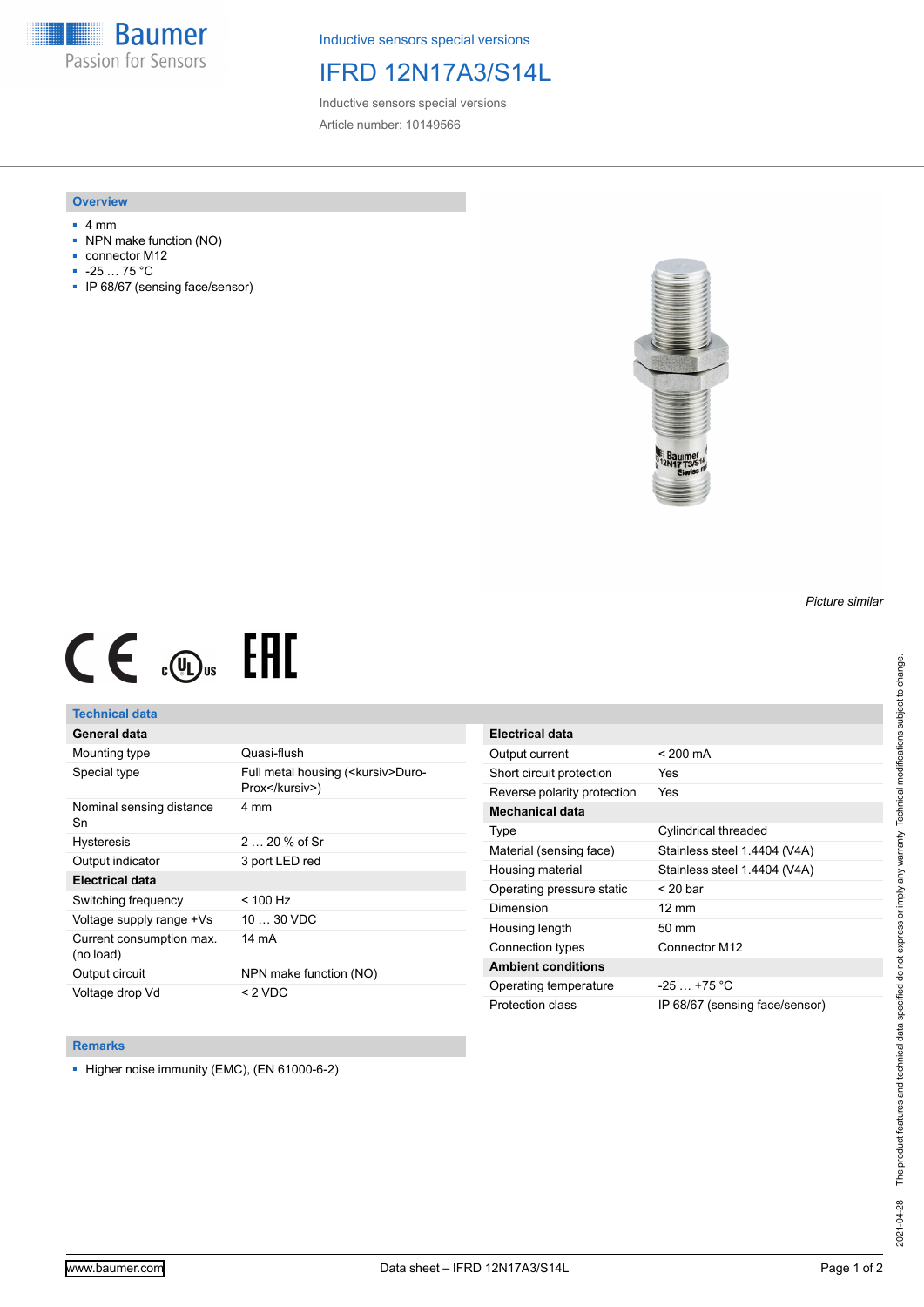Inductive sensors special versions

# IFRD 12N17A3/S14L

Inductive sensors special versions

Article number: 10149566

## Overview

- 4 mm
- NPN make function (NO)
- connector M12
- -25 … 75 °C
- IP 68/67 (sensing face/sensor)

*Picture similar*

## Technical data

| General data | |
|---|---|
| Mounting type | Quasi-flush |
| Special type | Full metal housing (<kursiv>Duro-Prox</kursiv>) |
| Nominal sensing distance Sn | 4 mm |
| Hysteresis | 2 … 20 % of Sr |
| Output indicator | 3 port LED red |
| **Electrical data** | |
| Switching frequency | < 100 Hz |
| Voltage supply range +Vs | 10 … 30 VDC |
| Current consumption max. (no load) | 14 mA |
| Output circuit | NPN make function (NO) |
| Voltage drop Vd | < 2 VDC |

| Electrical data | |
|---|---|
| Output current | < 200 mA |
| Short circuit protection | Yes |
| Reverse polarity protection | Yes |
| **Mechanical data** | |
| Type | Cylindrical threaded |
| Material (sensing face) | Stainless steel 1.4404 (V4A) |
| Housing material | Stainless steel 1.4404 (V4A) |
| Operating pressure static | < 20 bar |
| Dimension | 12 mm |
| Housing length | 50 mm |
| Connection types | Connector M12 |
| **Ambient conditions** | |
| Operating temperature | -25 … +75 °C |
| Protection class | IP 68/67 (sensing face/sensor) |

## Remarks

- Higher noise immunity (EMC), (EN 61000-6-2)

2021-04-28 The product features and technical data specified do not express or imply any warranty. Technical modifications subject to change.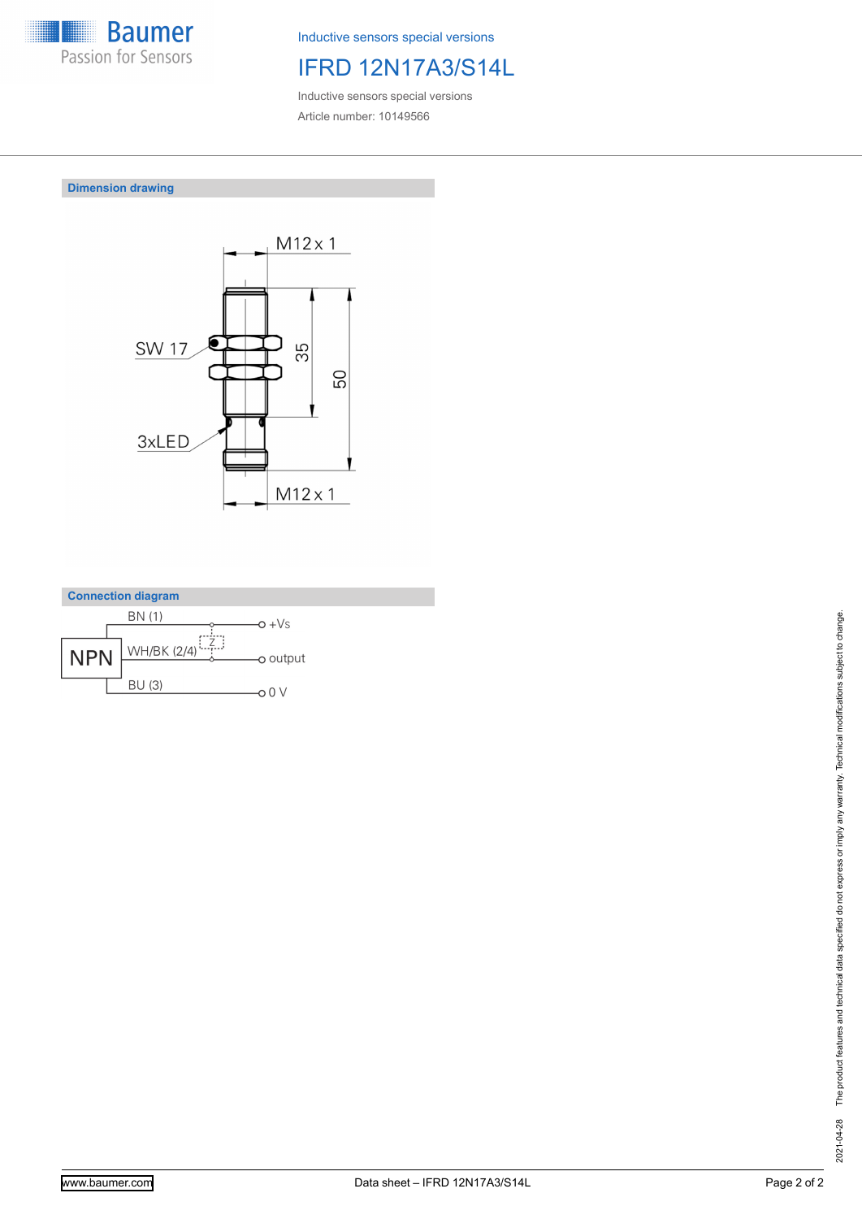Inductive sensors special versions

# IFRD 12N17A3/S14L

Inductive sensors special versions

Article number: 10149566

## Dimension drawing

M12 x 1

SW 17

35

50

3xLED

M12 x 1

## Connection diagram

NPN

BN (1)

WH/BK (2/4)

BU (3)

Z

+Vs

output

0 V

The product features and technical data specified do not express or imply any warranty. Technical modifications subject to change.

2021-04-28

www.baumer.com

Data sheet – IFRD 12N17A3/S14L